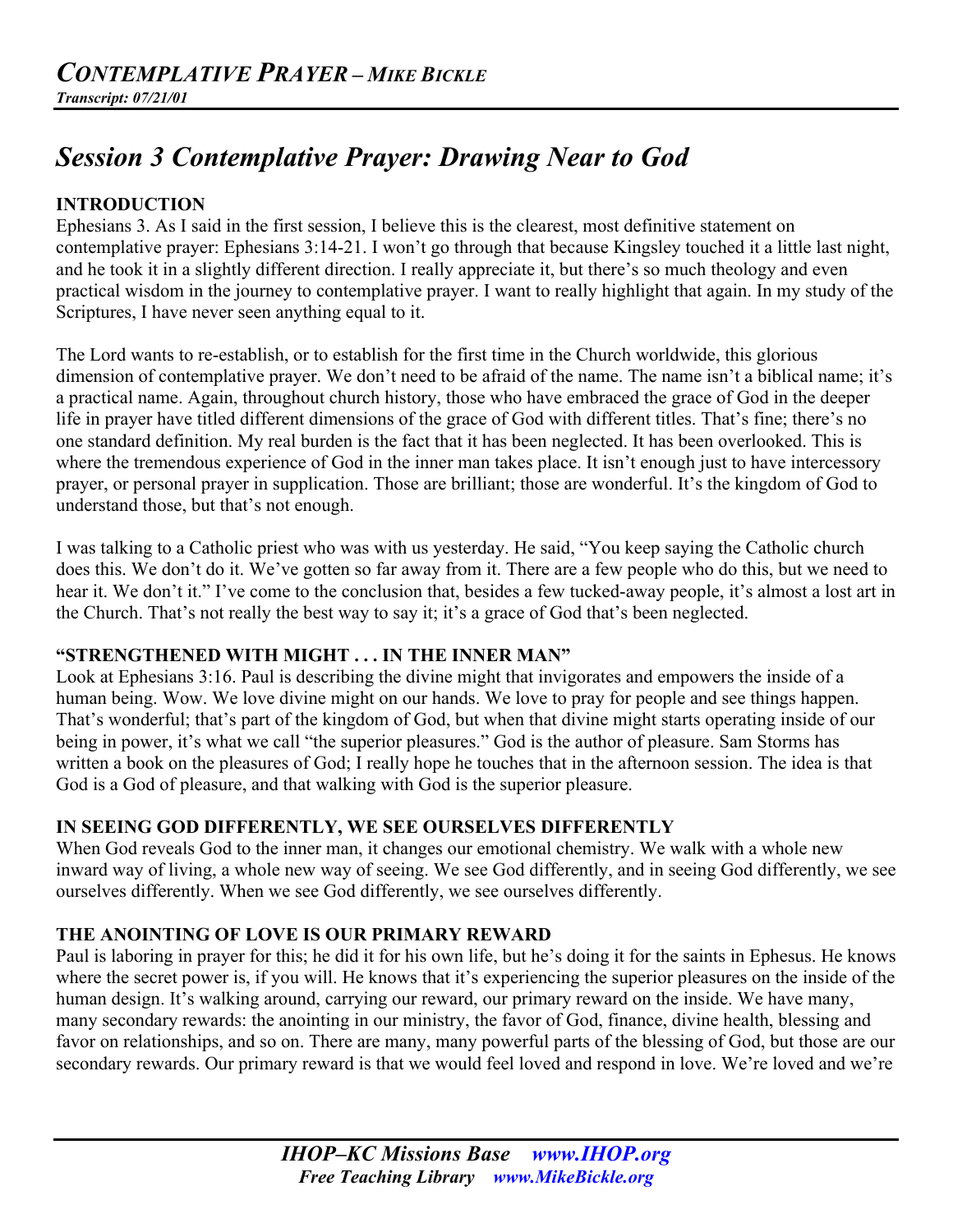# *CONTEMPLATIVE PRAYER – MIKE BICKLE*

***Transcript: 07/21/01***

## *Session 3 Contemplative Prayer: Drawing Near to God*

### INTRODUCTION

Ephesians 3. As I said in the first session, I believe this is the clearest, most definitive statement on contemplative prayer: Ephesians 3:14-21. I won't go through that because Kingsley touched it a little last night, and he took it in a slightly different direction. I really appreciate it, but there's so much theology and even practical wisdom in the journey to contemplative prayer. I want to really highlight that again. In my study of the Scriptures, I have never seen anything equal to it.

The Lord wants to re-establish, or to establish for the first time in the Church worldwide, this glorious dimension of contemplative prayer. We don't need to be afraid of the name. The name isn't a biblical name; it's a practical name. Again, throughout church history, those who have embraced the grace of God in the deeper life in prayer have titled different dimensions of the grace of God with different titles. That's fine; there's no one standard definition. My real burden is the fact that it has been neglected. It has been overlooked. This is where the tremendous experience of God in the inner man takes place. It isn't enough just to have intercessory prayer, or personal prayer in supplication. Those are brilliant; those are wonderful. It's the kingdom of God to understand those, but that's not enough.

I was talking to a Catholic priest who was with us yesterday. He said, "You keep saying the Catholic church does this. We don't do it. We've gotten so far away from it. There are a few people who do this, but we need to hear it. We don't it." I've come to the conclusion that, besides a few tucked-away people, it's almost a lost art in the Church. That's not really the best way to say it; it's a grace of God that's been neglected.

### "STRENGTHENED WITH MIGHT . . . IN THE INNER MAN"

Look at Ephesians 3:16. Paul is describing the divine might that invigorates and empowers the inside of a human being. Wow. We love divine might on our hands. We love to pray for people and see things happen. That's wonderful; that's part of the kingdom of God, but when that divine might starts operating inside of our being in power, it's what we call "the superior pleasures." God is the author of pleasure. Sam Storms has written a book on the pleasures of God; I really hope he touches that in the afternoon session. The idea is that God is a God of pleasure, and that walking with God is the superior pleasure.

### IN SEEING GOD DIFFERENTLY, WE SEE OURSELVES DIFFERENTLY

When God reveals God to the inner man, it changes our emotional chemistry. We walk with a whole new inward way of living, a whole new way of seeing. We see God differently, and in seeing God differently, we see ourselves differently. When we see God differently, we see ourselves differently.

### THE ANOINTING OF LOVE IS OUR PRIMARY REWARD

Paul is laboring in prayer for this; he did it for his own life, but he's doing it for the saints in Ephesus. He knows where the secret power is, if you will. He knows that it's experiencing the superior pleasures on the inside of the human design. It's walking around, carrying our reward, our primary reward on the inside. We have many, many secondary rewards: the anointing in our ministry, the favor of God, finance, divine health, blessing and favor on relationships, and so on. There are many, many powerful parts of the blessing of God, but those are our secondary rewards. Our primary reward is that we would feel loved and respond in love. We're loved and we're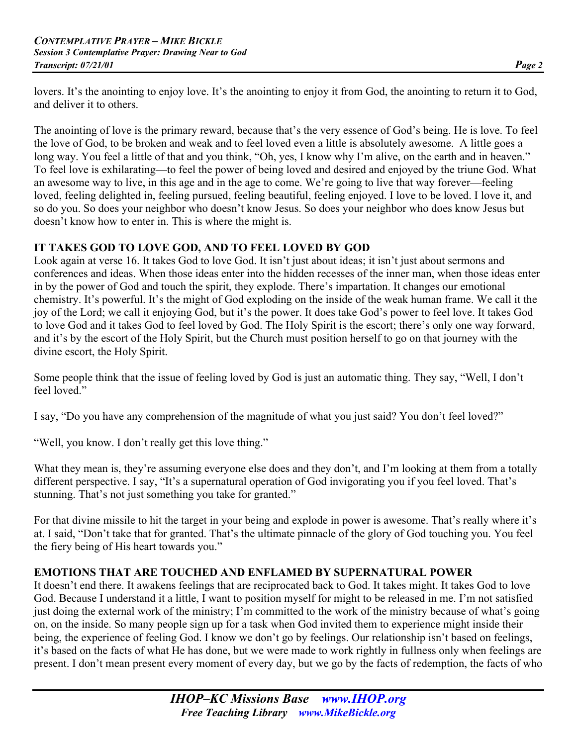lovers. It's the anointing to enjoy love. It's the anointing to enjoy it from God, the anointing to return it to God, and deliver it to others.

The anointing of love is the primary reward, because that's the very essence of God's being. He is love. To feel the love of God, to be broken and weak and to feel loved even a little is absolutely awesome. A little goes a long way. You feel a little of that and you think, "Oh, yes, I know why I'm alive, on the earth and in heaven." To feel love is exhilarating—to feel the power of being loved and desired and enjoyed by the triune God. What an awesome way to live, in this age and in the age to come. We're going to live that way forever—feeling loved, feeling delighted in, feeling pursued, feeling beautiful, feeling enjoyed. I love to be loved. I love it, and so do you. So does your neighbor who doesn't know Jesus. So does your neighbor who does know Jesus but doesn't know how to enter in. This is where the might is.

**IT TAKES GOD TO LOVE GOD, AND TO FEEL LOVED BY GOD**

Look again at verse 16. It takes God to love God. It isn't just about ideas; it isn't just about sermons and conferences and ideas. When those ideas enter into the hidden recesses of the inner man, when those ideas enter in by the power of God and touch the spirit, they explode. There's impartation. It changes our emotional chemistry. It's powerful. It's the might of God exploding on the inside of the weak human frame. We call it the joy of the Lord; we call it enjoying God, but it's the power. It does take God's power to feel love. It takes God to love God and it takes God to feel loved by God. The Holy Spirit is the escort; there's only one way forward, and it's by the escort of the Holy Spirit, but the Church must position herself to go on that journey with the divine escort, the Holy Spirit.

Some people think that the issue of feeling loved by God is just an automatic thing. They say, "Well, I don't feel loved."

I say, "Do you have any comprehension of the magnitude of what you just said? You don't feel loved?"

"Well, you know. I don't really get this love thing."

What they mean is, they're assuming everyone else does and they don't, and I'm looking at them from a totally different perspective. I say, "It's a supernatural operation of God invigorating you if you feel loved. That's stunning. That's not just something you take for granted."

For that divine missile to hit the target in your being and explode in power is awesome. That's really where it's at. I said, "Don't take that for granted. That's the ultimate pinnacle of the glory of God touching you. You feel the fiery being of His heart towards you."

**EMOTIONS THAT ARE TOUCHED AND ENFLAMED BY SUPERNATURAL POWER**

It doesn't end there. It awakens feelings that are reciprocated back to God. It takes might. It takes God to love God. Because I understand it a little, I want to position myself for might to be released in me. I'm not satisfied just doing the external work of the ministry; I'm committed to the work of the ministry because of what's going on, on the inside. So many people sign up for a task when God invited them to experience might inside their being, the experience of feeling God. I know we don't go by feelings. Our relationship isn't based on feelings, it's based on the facts of what He has done, but we were made to work rightly in fullness only when feelings are present. I don't mean present every moment of every day, but we go by the facts of redemption, the facts of who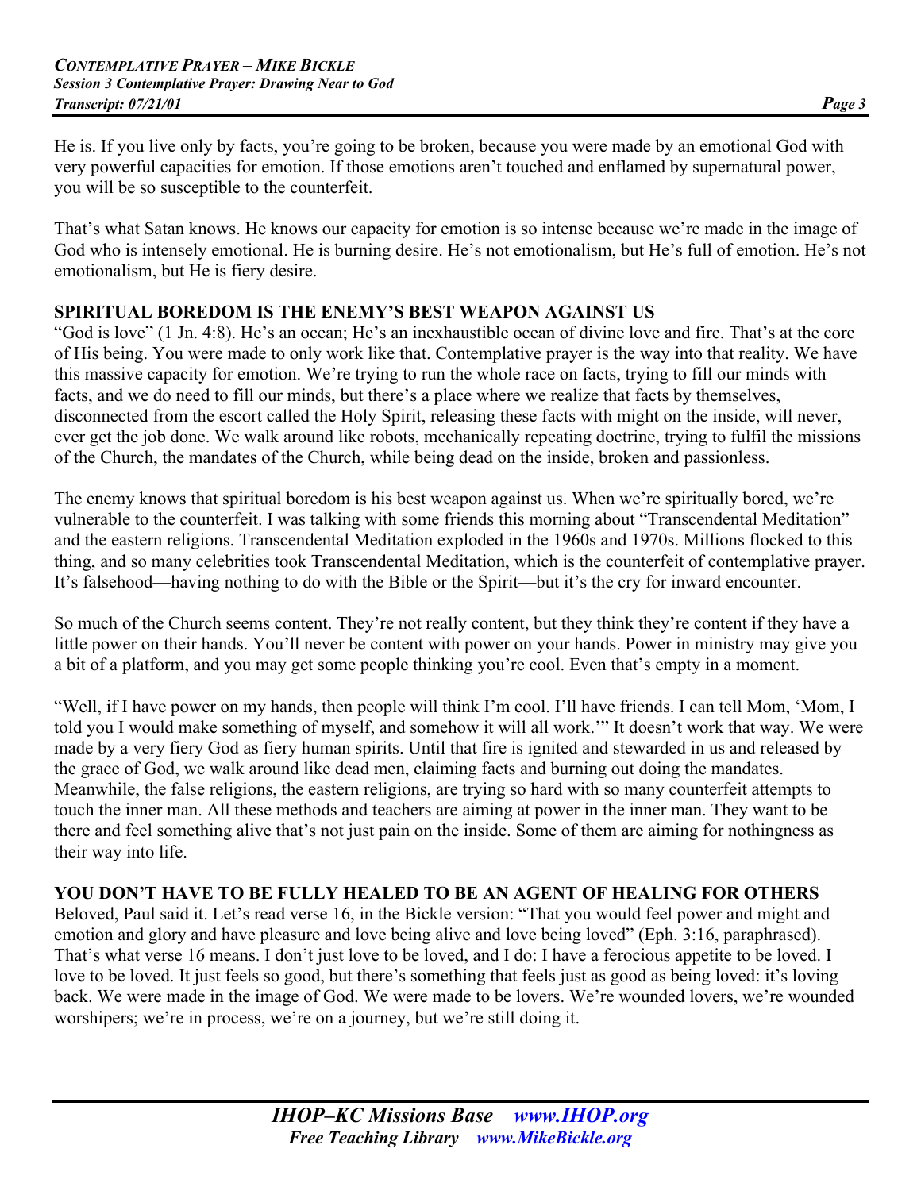He is. If you live only by facts, you're going to be broken, because you were made by an emotional God with very powerful capacities for emotion. If those emotions aren't touched and enflamed by supernatural power, you will be so susceptible to the counterfeit.

That's what Satan knows. He knows our capacity for emotion is so intense because we're made in the image of God who is intensely emotional. He is burning desire. He's not emotionalism, but He's full of emotion. He's not emotionalism, but He is fiery desire.

**SPIRITUAL BOREDOM IS THE ENEMY'S BEST WEAPON AGAINST US**

"God is love" (1 Jn. 4:8). He's an ocean; He's an inexhaustible ocean of divine love and fire. That's at the core of His being. You were made to only work like that. Contemplative prayer is the way into that reality. We have this massive capacity for emotion. We're trying to run the whole race on facts, trying to fill our minds with facts, and we do need to fill our minds, but there's a place where we realize that facts by themselves, disconnected from the escort called the Holy Spirit, releasing these facts with might on the inside, will never, ever get the job done. We walk around like robots, mechanically repeating doctrine, trying to fulfil the missions of the Church, the mandates of the Church, while being dead on the inside, broken and passionless.

The enemy knows that spiritual boredom is his best weapon against us. When we're spiritually bored, we're vulnerable to the counterfeit. I was talking with some friends this morning about "Transcendental Meditation" and the eastern religions. Transcendental Meditation exploded in the 1960s and 1970s. Millions flocked to this thing, and so many celebrities took Transcendental Meditation, which is the counterfeit of contemplative prayer. It's falsehood—having nothing to do with the Bible or the Spirit—but it's the cry for inward encounter.

So much of the Church seems content. They're not really content, but they think they're content if they have a little power on their hands. You'll never be content with power on your hands. Power in ministry may give you a bit of a platform, and you may get some people thinking you're cool. Even that's empty in a moment.

"Well, if I have power on my hands, then people will think I'm cool. I'll have friends. I can tell Mom, 'Mom, I told you I would make something of myself, and somehow it will all work.'" It doesn't work that way. We were made by a very fiery God as fiery human spirits. Until that fire is ignited and stewarded in us and released by the grace of God, we walk around like dead men, claiming facts and burning out doing the mandates. Meanwhile, the false religions, the eastern religions, are trying so hard with so many counterfeit attempts to touch the inner man. All these methods and teachers are aiming at power in the inner man. They want to be there and feel something alive that's not just pain on the inside. Some of them are aiming for nothingness as their way into life.

**YOU DON'T HAVE TO BE FULLY HEALED TO BE AN AGENT OF HEALING FOR OTHERS**

Beloved, Paul said it. Let's read verse 16, in the Bickle version: "That you would feel power and might and emotion and glory and have pleasure and love being alive and love being loved" (Eph. 3:16, paraphrased). That's what verse 16 means. I don't just love to be loved, and I do: I have a ferocious appetite to be loved. I love to be loved. It just feels so good, but there's something that feels just as good as being loved: it's loving back. We were made in the image of God. We were made to be lovers. We're wounded lovers, we're wounded worshipers; we're in process, we're on a journey, but we're still doing it.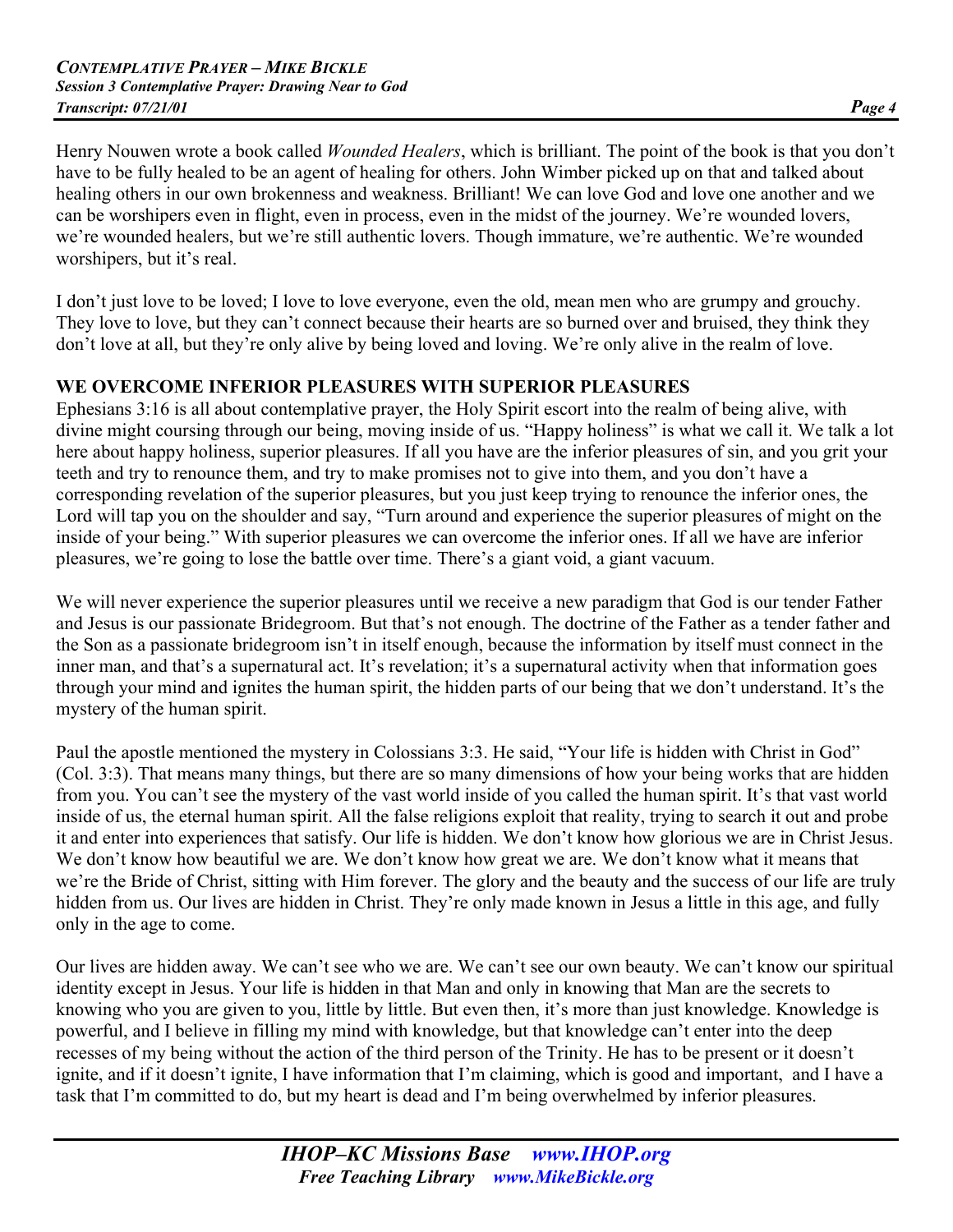Henry Nouwen wrote a book called *Wounded Healers*, which is brilliant. The point of the book is that you don't have to be fully healed to be an agent of healing for others. John Wimber picked up on that and talked about healing others in our own brokenness and weakness. Brilliant! We can love God and love one another and we can be worshipers even in flight, even in process, even in the midst of the journey. We're wounded lovers, we're wounded healers, but we're still authentic lovers. Though immature, we're authentic. We're wounded worshipers, but it's real.

I don't just love to be loved; I love to love everyone, even the old, mean men who are grumpy and grouchy. They love to love, but they can't connect because their hearts are so burned over and bruised, they think they don't love at all, but they're only alive by being loved and loving. We're only alive in the realm of love.

**WE OVERCOME INFERIOR PLEASURES WITH SUPERIOR PLEASURES**

Ephesians 3:16 is all about contemplative prayer, the Holy Spirit escort into the realm of being alive, with divine might coursing through our being, moving inside of us. "Happy holiness" is what we call it. We talk a lot here about happy holiness, superior pleasures. If all you have are the inferior pleasures of sin, and you grit your teeth and try to renounce them, and try to make promises not to give into them, and you don't have a corresponding revelation of the superior pleasures, but you just keep trying to renounce the inferior ones, the Lord will tap you on the shoulder and say, "Turn around and experience the superior pleasures of might on the inside of your being." With superior pleasures we can overcome the inferior ones. If all we have are inferior pleasures, we're going to lose the battle over time. There's a giant void, a giant vacuum.

We will never experience the superior pleasures until we receive a new paradigm that God is our tender Father and Jesus is our passionate Bridegroom. But that's not enough. The doctrine of the Father as a tender father and the Son as a passionate bridegroom isn't in itself enough, because the information by itself must connect in the inner man, and that's a supernatural act. It's revelation; it's a supernatural activity when that information goes through your mind and ignites the human spirit, the hidden parts of our being that we don't understand. It's the mystery of the human spirit.

Paul the apostle mentioned the mystery in Colossians 3:3. He said, "Your life is hidden with Christ in God" (Col. 3:3). That means many things, but there are so many dimensions of how your being works that are hidden from you. You can't see the mystery of the vast world inside of you called the human spirit. It's that vast world inside of us, the eternal human spirit. All the false religions exploit that reality, trying to search it out and probe it and enter into experiences that satisfy. Our life is hidden. We don't know how glorious we are in Christ Jesus. We don't know how beautiful we are. We don't know how great we are. We don't know what it means that we're the Bride of Christ, sitting with Him forever. The glory and the beauty and the success of our life are truly hidden from us. Our lives are hidden in Christ. They're only made known in Jesus a little in this age, and fully only in the age to come.

Our lives are hidden away. We can't see who we are. We can't see our own beauty. We can't know our spiritual identity except in Jesus. Your life is hidden in that Man and only in knowing that Man are the secrets to knowing who you are given to you, little by little. But even then, it's more than just knowledge. Knowledge is powerful, and I believe in filling my mind with knowledge, but that knowledge can't enter into the deep recesses of my being without the action of the third person of the Trinity. He has to be present or it doesn't ignite, and if it doesn't ignite, I have information that I'm claiming, which is good and important, and I have a task that I'm committed to do, but my heart is dead and I'm being overwhelmed by inferior pleasures.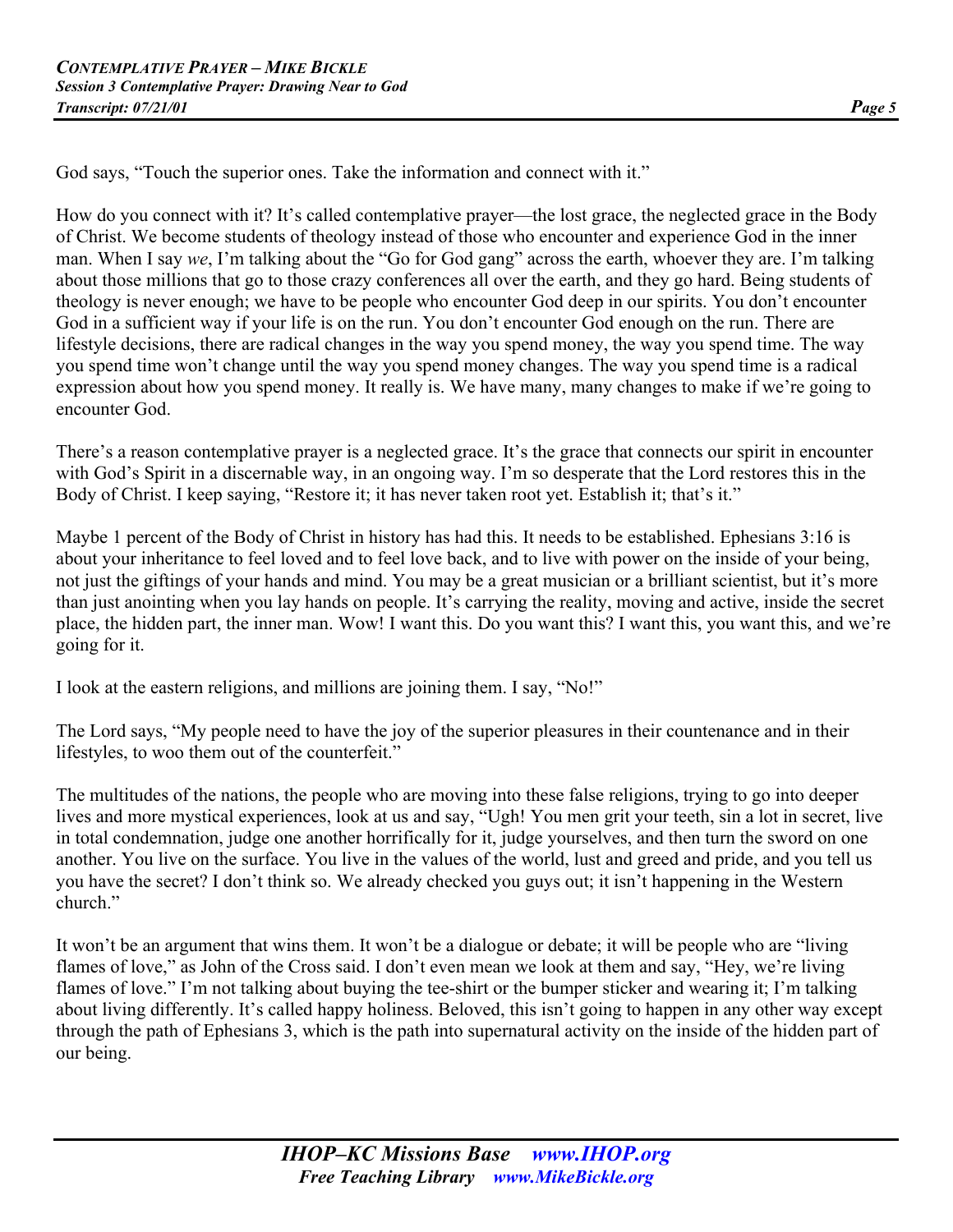God says, "Touch the superior ones. Take the information and connect with it."

How do you connect with it? It's called contemplative prayer—the lost grace, the neglected grace in the Body of Christ. We become students of theology instead of those who encounter and experience God in the inner man. When I say *we*, I'm talking about the "Go for God gang" across the earth, whoever they are. I'm talking about those millions that go to those crazy conferences all over the earth, and they go hard. Being students of theology is never enough; we have to be people who encounter God deep in our spirits. You don't encounter God in a sufficient way if your life is on the run. You don't encounter God enough on the run. There are lifestyle decisions, there are radical changes in the way you spend money, the way you spend time. The way you spend time won't change until the way you spend money changes. The way you spend time is a radical expression about how you spend money. It really is. We have many, many changes to make if we're going to encounter God.

There's a reason contemplative prayer is a neglected grace. It's the grace that connects our spirit in encounter with God's Spirit in a discernable way, in an ongoing way. I'm so desperate that the Lord restores this in the Body of Christ. I keep saying, "Restore it; it has never taken root yet. Establish it; that's it."

Maybe 1 percent of the Body of Christ in history has had this. It needs to be established. Ephesians 3:16 is about your inheritance to feel loved and to feel love back, and to live with power on the inside of your being, not just the giftings of your hands and mind. You may be a great musician or a brilliant scientist, but it's more than just anointing when you lay hands on people. It's carrying the reality, moving and active, inside the secret place, the hidden part, the inner man. Wow! I want this. Do you want this? I want this, you want this, and we're going for it.

I look at the eastern religions, and millions are joining them. I say, "No!"

The Lord says, "My people need to have the joy of the superior pleasures in their countenance and in their lifestyles, to woo them out of the counterfeit."

The multitudes of the nations, the people who are moving into these false religions, trying to go into deeper lives and more mystical experiences, look at us and say, "Ugh! You men grit your teeth, sin a lot in secret, live in total condemnation, judge one another horrifically for it, judge yourselves, and then turn the sword on one another. You live on the surface. You live in the values of the world, lust and greed and pride, and you tell us you have the secret? I don't think so. We already checked you guys out; it isn't happening in the Western church."

It won't be an argument that wins them. It won't be a dialogue or debate; it will be people who are "living flames of love," as John of the Cross said. I don't even mean we look at them and say, "Hey, we're living flames of love." I'm not talking about buying the tee-shirt or the bumper sticker and wearing it; I'm talking about living differently. It's called happy holiness. Beloved, this isn't going to happen in any other way except through the path of Ephesians 3, which is the path into supernatural activity on the inside of the hidden part of our being.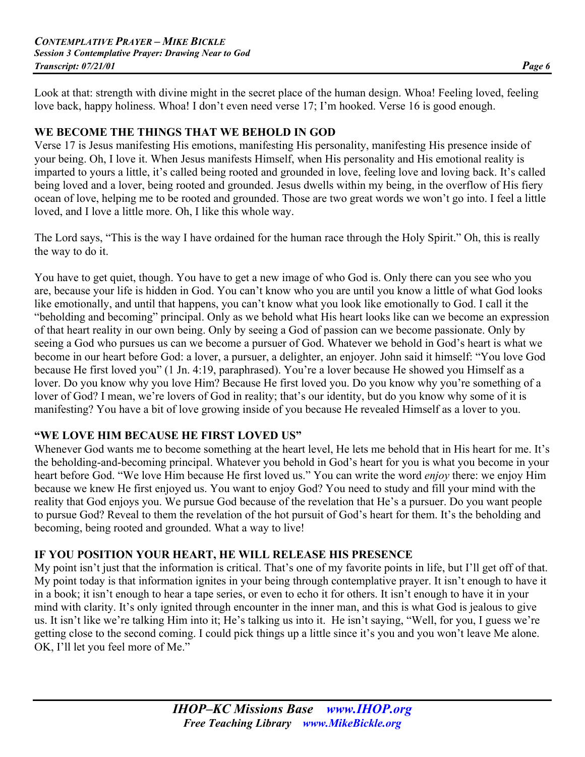Look at that: strength with divine might in the secret place of the human design. Whoa! Feeling loved, feeling love back, happy holiness. Whoa! I don't even need verse 17; I'm hooked. Verse 16 is good enough.

## WE BECOME THE THINGS THAT WE BEHOLD IN GOD

Verse 17 is Jesus manifesting His emotions, manifesting His personality, manifesting His presence inside of your being. Oh, I love it. When Jesus manifests Himself, when His personality and His emotional reality is imparted to yours a little, it's called being rooted and grounded in love, feeling love and loving back. It's called being loved and a lover, being rooted and grounded. Jesus dwells within my being, in the overflow of His fiery ocean of love, helping me to be rooted and grounded. Those are two great words we won't go into. I feel a little loved, and I love a little more. Oh, I like this whole way.

The Lord says, "This is the way I have ordained for the human race through the Holy Spirit." Oh, this is really the way to do it.

You have to get quiet, though. You have to get a new image of who God is. Only there can you see who you are, because your life is hidden in God. You can't know who you are until you know a little of what God looks like emotionally, and until that happens, you can't know what you look like emotionally to God. I call it the "beholding and becoming" principal. Only as we behold what His heart looks like can we become an expression of that heart reality in our own being. Only by seeing a God of passion can we become passionate. Only by seeing a God who pursues us can we become a pursuer of God. Whatever we behold in God's heart is what we become in our heart before God: a lover, a pursuer, a delighter, an enjoyer. John said it himself: "You love God because He first loved you" (1 Jn. 4:19, paraphrased). You're a lover because He showed you Himself as a lover. Do you know why you love Him? Because He first loved you. Do you know why you're something of a lover of God? I mean, we're lovers of God in reality; that's our identity, but do you know why some of it is manifesting? You have a bit of love growing inside of you because He revealed Himself as a lover to you.

## "WE LOVE HIM BECAUSE HE FIRST LOVED US"

Whenever God wants me to become something at the heart level, He lets me behold that in His heart for me. It's the beholding-and-becoming principal. Whatever you behold in God's heart for you is what you become in your heart before God. "We love Him because He first loved us." You can write the word *enjoy* there: we enjoy Him because we knew He first enjoyed us. You want to enjoy God? You need to study and fill your mind with the reality that God enjoys you. We pursue God because of the revelation that He's a pursuer. Do you want people to pursue God? Reveal to them the revelation of the hot pursuit of God's heart for them. It's the beholding and becoming, being rooted and grounded. What a way to live!

## IF YOU POSITION YOUR HEART, HE WILL RELEASE HIS PRESENCE

My point isn't just that the information is critical. That's one of my favorite points in life, but I'll get off of that. My point today is that information ignites in your being through contemplative prayer. It isn't enough to have it in a book; it isn't enough to hear a tape series, or even to echo it for others. It isn't enough to have it in your mind with clarity. It's only ignited through encounter in the inner man, and this is what God is jealous to give us. It isn't like we're talking Him into it; He's talking us into it. He isn't saying, "Well, for you, I guess we're getting close to the second coming. I could pick things up a little since it's you and you won't leave Me alone. OK, I'll let you feel more of Me."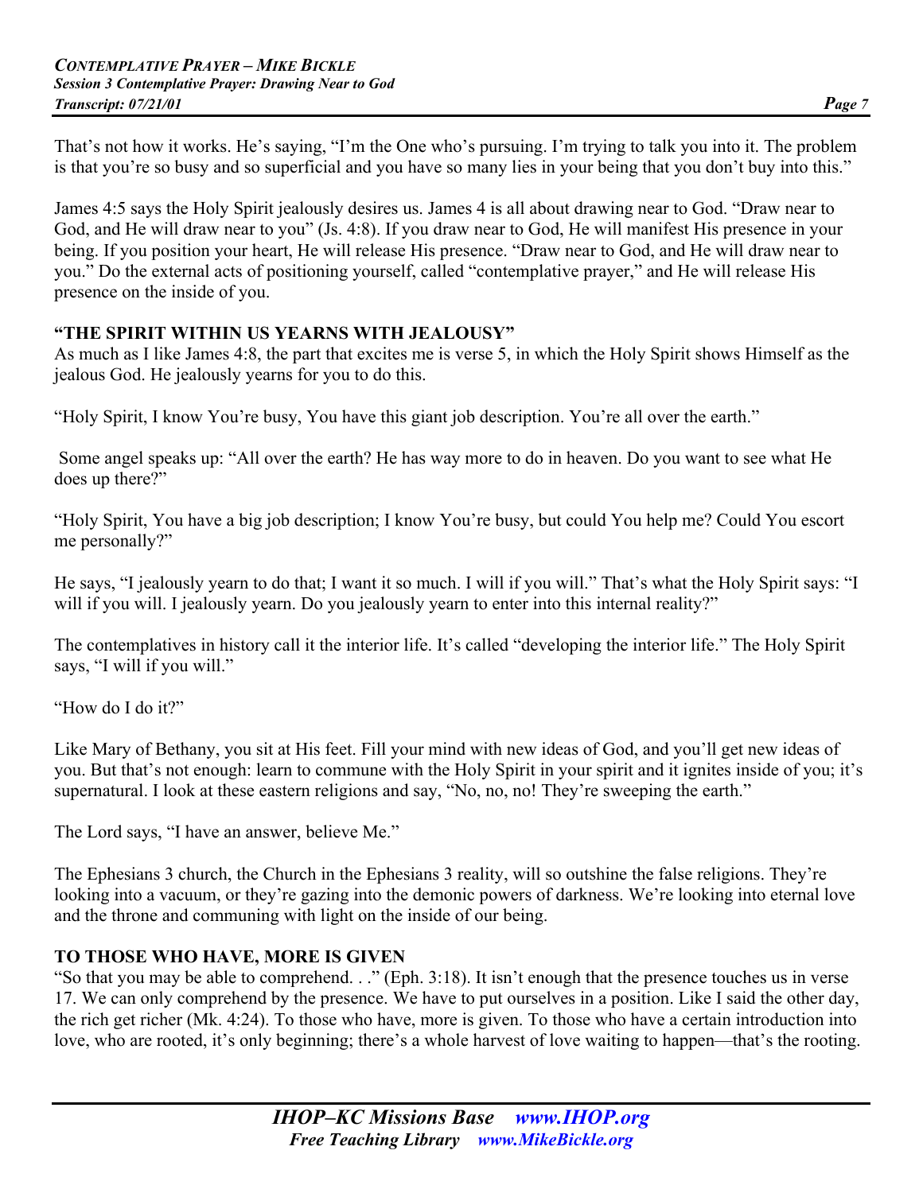That's not how it works. He's saying, "I'm the One who's pursuing. I'm trying to talk you into it. The problem is that you're so busy and so superficial and you have so many lies in your being that you don't buy into this."

James 4:5 says the Holy Spirit jealously desires us. James 4 is all about drawing near to God. "Draw near to God, and He will draw near to you" (Js. 4:8). If you draw near to God, He will manifest His presence in your being. If you position your heart, He will release His presence. "Draw near to God, and He will draw near to you." Do the external acts of positioning yourself, called "contemplative prayer," and He will release His presence on the inside of you.

## "THE SPIRIT WITHIN US YEARNS WITH JEALOUSY"

As much as I like James 4:8, the part that excites me is verse 5, in which the Holy Spirit shows Himself as the jealous God. He jealously yearns for you to do this.

"Holy Spirit, I know You're busy, You have this giant job description. You're all over the earth."

Some angel speaks up: "All over the earth? He has way more to do in heaven. Do you want to see what He does up there?"

"Holy Spirit, You have a big job description; I know You're busy, but could You help me? Could You escort me personally?"

He says, "I jealously yearn to do that; I want it so much. I will if you will." That's what the Holy Spirit says: "I will if you will. I jealously yearn. Do you jealously yearn to enter into this internal reality?"

The contemplatives in history call it the interior life. It's called "developing the interior life." The Holy Spirit says, "I will if you will."

"How do I do it?"

Like Mary of Bethany, you sit at His feet. Fill your mind with new ideas of God, and you'll get new ideas of you. But that's not enough: learn to commune with the Holy Spirit in your spirit and it ignites inside of you; it's supernatural. I look at these eastern religions and say, "No, no, no! They're sweeping the earth."

The Lord says, "I have an answer, believe Me."

The Ephesians 3 church, the Church in the Ephesians 3 reality, will so outshine the false religions. They're looking into a vacuum, or they're gazing into the demonic powers of darkness. We're looking into eternal love and the throne and communing with light on the inside of our being.

## TO THOSE WHO HAVE, MORE IS GIVEN

"So that you may be able to comprehend. . ." (Eph. 3:18). It isn't enough that the presence touches us in verse 17. We can only comprehend by the presence. We have to put ourselves in a position. Like I said the other day, the rich get richer (Mk. 4:24). To those who have, more is given. To those who have a certain introduction into love, who are rooted, it's only beginning; there's a whole harvest of love waiting to happen—that's the rooting.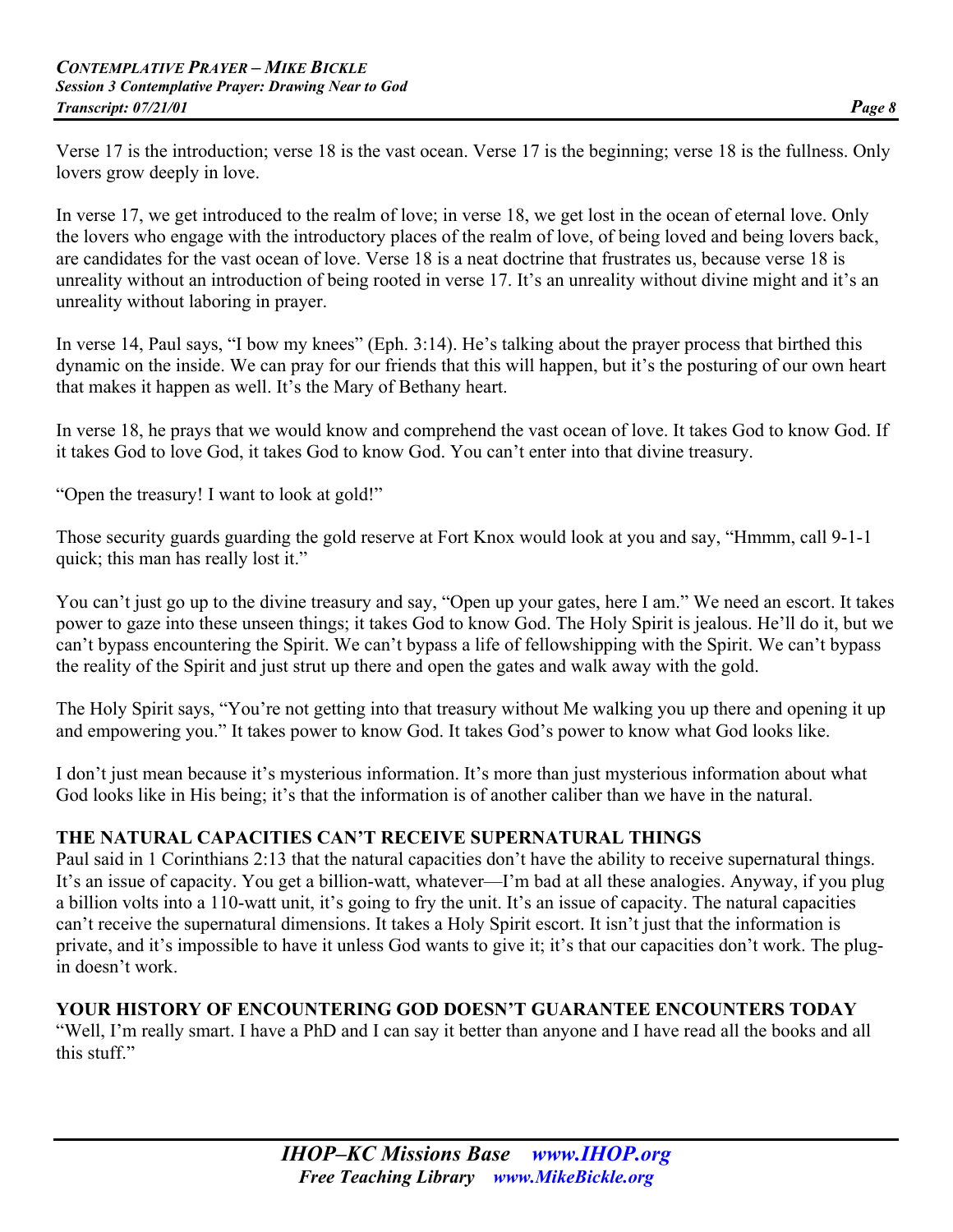Verse 17 is the introduction; verse 18 is the vast ocean. Verse 17 is the beginning; verse 18 is the fullness. Only lovers grow deeply in love.

In verse 17, we get introduced to the realm of love; in verse 18, we get lost in the ocean of eternal love. Only the lovers who engage with the introductory places of the realm of love, of being loved and being lovers back, are candidates for the vast ocean of love. Verse 18 is a neat doctrine that frustrates us, because verse 18 is unreality without an introduction of being rooted in verse 17. It's an unreality without divine might and it's an unreality without laboring in prayer.

In verse 14, Paul says, "I bow my knees" (Eph. 3:14). He's talking about the prayer process that birthed this dynamic on the inside. We can pray for our friends that this will happen, but it's the posturing of our own heart that makes it happen as well. It's the Mary of Bethany heart.

In verse 18, he prays that we would know and comprehend the vast ocean of love. It takes God to know God. If it takes God to love God, it takes God to know God. You can't enter into that divine treasury.

"Open the treasury! I want to look at gold!"

Those security guards guarding the gold reserve at Fort Knox would look at you and say, "Hmmm, call 9-1-1 quick; this man has really lost it."

You can't just go up to the divine treasury and say, "Open up your gates, here I am." We need an escort. It takes power to gaze into these unseen things; it takes God to know God. The Holy Spirit is jealous. He'll do it, but we can't bypass encountering the Spirit. We can't bypass a life of fellowshipping with the Spirit. We can't bypass the reality of the Spirit and just strut up there and open the gates and walk away with the gold.

The Holy Spirit says, "You're not getting into that treasury without Me walking you up there and opening it up and empowering you." It takes power to know God. It takes God's power to know what God looks like.

I don't just mean because it's mysterious information. It's more than just mysterious information about what God looks like in His being; it's that the information is of another caliber than we have in the natural.

## THE NATURAL CAPACITIES CAN'T RECEIVE SUPERNATURAL THINGS

Paul said in 1 Corinthians 2:13 that the natural capacities don't have the ability to receive supernatural things. It's an issue of capacity. You get a billion-watt, whatever—I'm bad at all these analogies. Anyway, if you plug a billion volts into a 110-watt unit, it's going to fry the unit. It's an issue of capacity. The natural capacities can't receive the supernatural dimensions. It takes a Holy Spirit escort. It isn't just that the information is private, and it's impossible to have it unless God wants to give it; it's that our capacities don't work. The plug-in doesn't work.

## YOUR HISTORY OF ENCOUNTERING GOD DOESN'T GUARANTEE ENCOUNTERS TODAY

"Well, I'm really smart. I have a PhD and I can say it better than anyone and I have read all the books and all this stuff."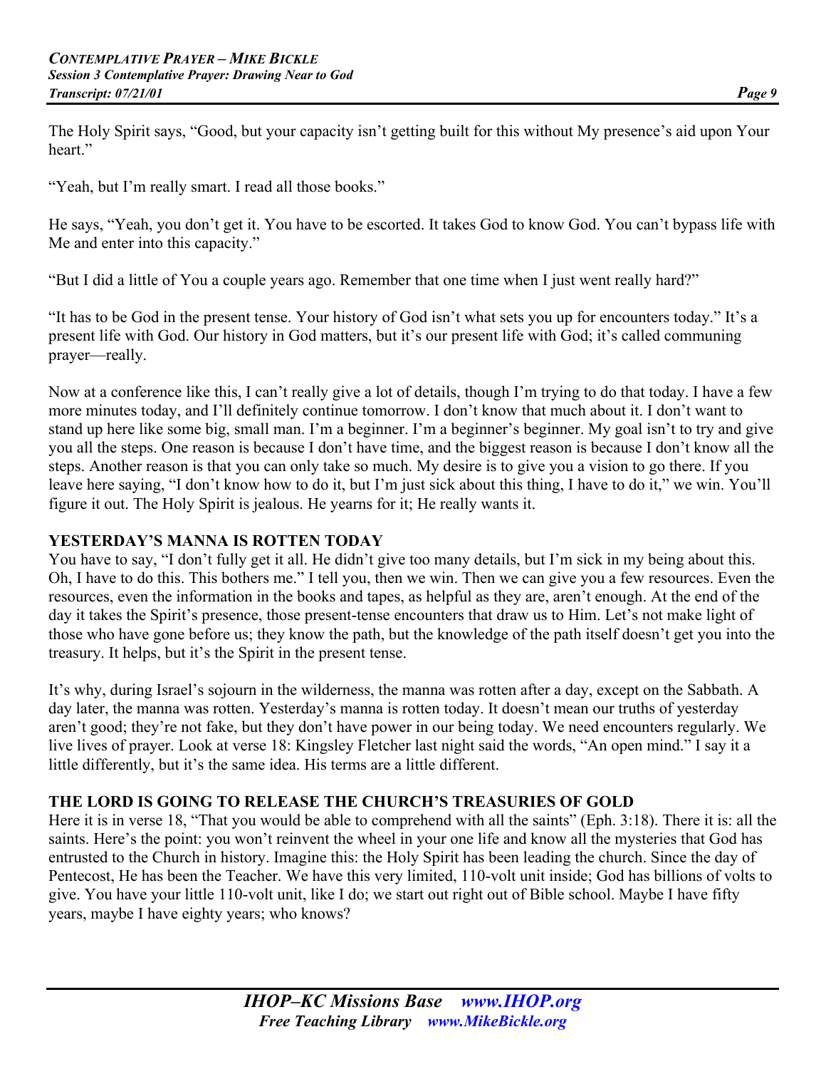The Holy Spirit says, "Good, but your capacity isn't getting built for this without My presence's aid upon Your heart."

"Yeah, but I'm really smart. I read all those books."

He says, "Yeah, you don't get it. You have to be escorted. It takes God to know God. You can't bypass life with Me and enter into this capacity."

"But I did a little of You a couple years ago. Remember that one time when I just went really hard?"

"It has to be God in the present tense. Your history of God isn't what sets you up for encounters today." It's a present life with God. Our history in God matters, but it's our present life with God; it's called communing prayer—really.

Now at a conference like this, I can't really give a lot of details, though I'm trying to do that today. I have a few more minutes today, and I'll definitely continue tomorrow. I don't know that much about it. I don't want to stand up here like some big, small man. I'm a beginner. I'm a beginner's beginner. My goal isn't to try and give you all the steps. One reason is because I don't have time, and the biggest reason is because I don't know all the steps. Another reason is that you can only take so much. My desire is to give you a vision to go there. If you leave here saying, "I don't know how to do it, but I'm just sick about this thing, I have to do it," we win. You'll figure it out. The Holy Spirit is jealous. He yearns for it; He really wants it.

**YESTERDAY'S MANNA IS ROTTEN TODAY**

You have to say, "I don't fully get it all. He didn't give too many details, but I'm sick in my being about this. Oh, I have to do this. This bothers me." I tell you, then we win. Then we can give you a few resources. Even the resources, even the information in the books and tapes, as helpful as they are, aren't enough. At the end of the day it takes the Spirit's presence, those present-tense encounters that draw us to Him. Let's not make light of those who have gone before us; they know the path, but the knowledge of the path itself doesn't get you into the treasury. It helps, but it's the Spirit in the present tense.

It's why, during Israel's sojourn in the wilderness, the manna was rotten after a day, except on the Sabbath. A day later, the manna was rotten. Yesterday's manna is rotten today. It doesn't mean our truths of yesterday aren't good; they're not fake, but they don't have power in our being today. We need encounters regularly. We live lives of prayer. Look at verse 18: Kingsley Fletcher last night said the words, "An open mind." I say it a little differently, but it's the same idea. His terms are a little different.

**THE LORD IS GOING TO RELEASE THE CHURCH'S TREASURIES OF GOLD**

Here it is in verse 18, "That you would be able to comprehend with all the saints" (Eph. 3:18). There it is: all the saints. Here's the point: you won't reinvent the wheel in your one life and know all the mysteries that God has entrusted to the Church in history. Imagine this: the Holy Spirit has been leading the church. Since the day of Pentecost, He has been the Teacher. We have this very limited, 110-volt unit inside; God has billions of volts to give. You have your little 110-volt unit, like I do; we start out right out of Bible school. Maybe I have fifty years, maybe I have eighty years; who knows?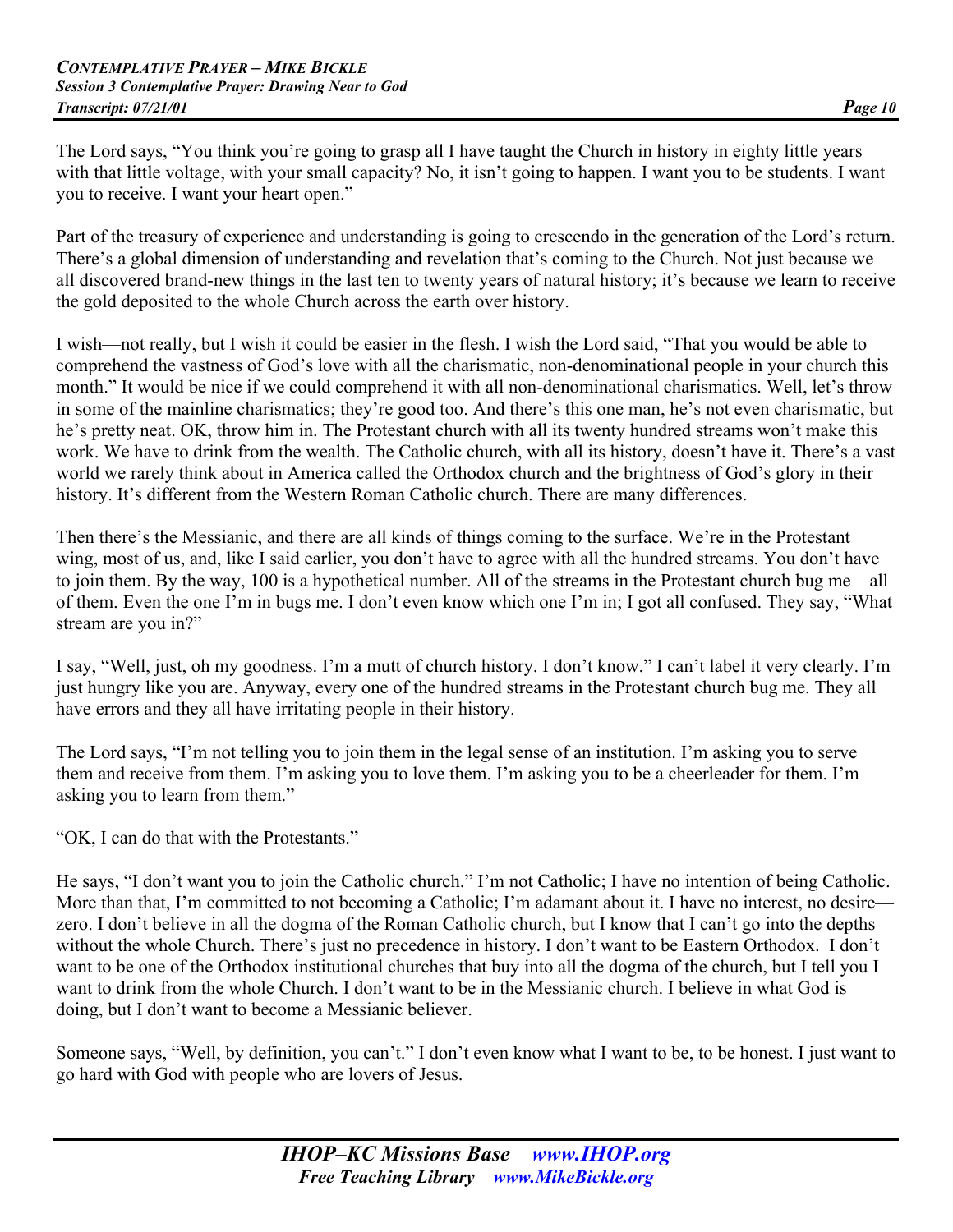The Lord says, "You think you're going to grasp all I have taught the Church in history in eighty little years with that little voltage, with your small capacity? No, it isn't going to happen. I want you to be students. I want you to receive. I want your heart open."

Part of the treasury of experience and understanding is going to crescendo in the generation of the Lord's return. There's a global dimension of understanding and revelation that's coming to the Church. Not just because we all discovered brand-new things in the last ten to twenty years of natural history; it's because we learn to receive the gold deposited to the whole Church across the earth over history.

I wish—not really, but I wish it could be easier in the flesh. I wish the Lord said, "That you would be able to comprehend the vastness of God's love with all the charismatic, non-denominational people in your church this month." It would be nice if we could comprehend it with all non-denominational charismatics. Well, let's throw in some of the mainline charismatics; they're good too. And there's this one man, he's not even charismatic, but he's pretty neat. OK, throw him in. The Protestant church with all its twenty hundred streams won't make this work. We have to drink from the wealth. The Catholic church, with all its history, doesn't have it. There's a vast world we rarely think about in America called the Orthodox church and the brightness of God's glory in their history. It's different from the Western Roman Catholic church. There are many differences.

Then there's the Messianic, and there are all kinds of things coming to the surface. We're in the Protestant wing, most of us, and, like I said earlier, you don't have to agree with all the hundred streams. You don't have to join them. By the way, 100 is a hypothetical number. All of the streams in the Protestant church bug me—all of them. Even the one I'm in bugs me. I don't even know which one I'm in; I got all confused. They say, "What stream are you in?"

I say, "Well, just, oh my goodness. I'm a mutt of church history. I don't know." I can't label it very clearly. I'm just hungry like you are. Anyway, every one of the hundred streams in the Protestant church bug me. They all have errors and they all have irritating people in their history.

The Lord says, "I'm not telling you to join them in the legal sense of an institution. I'm asking you to serve them and receive from them. I'm asking you to love them. I'm asking you to be a cheerleader for them. I'm asking you to learn from them."

"OK, I can do that with the Protestants."

He says, "I don't want you to join the Catholic church." I'm not Catholic; I have no intention of being Catholic. More than that, I'm committed to not becoming a Catholic; I'm adamant about it. I have no interest, no desire—zero. I don't believe in all the dogma of the Roman Catholic church, but I know that I can't go into the depths without the whole Church. There's just no precedence in history. I don't want to be Eastern Orthodox. I don't want to be one of the Orthodox institutional churches that buy into all the dogma of the church, but I tell you I want to drink from the whole Church. I don't want to be in the Messianic church. I believe in what God is doing, but I don't want to become a Messianic believer.

Someone says, "Well, by definition, you can't." I don't even know what I want to be, to be honest. I just want to go hard with God with people who are lovers of Jesus.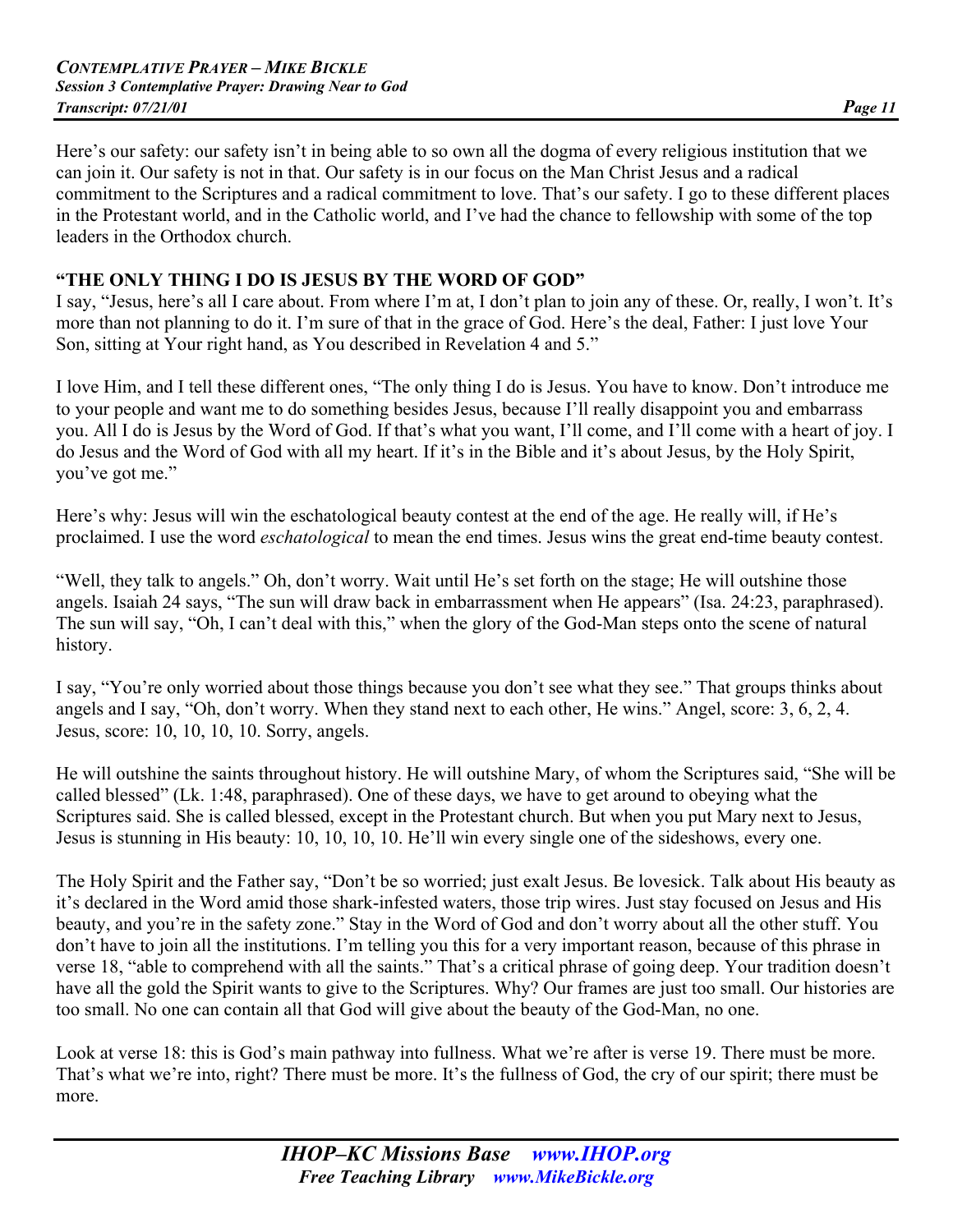Here's our safety: our safety isn't in being able to so own all the dogma of every religious institution that we can join it. Our safety is not in that. Our safety is in our focus on the Man Christ Jesus and a radical commitment to the Scriptures and a radical commitment to love. That's our safety. I go to these different places in the Protestant world, and in the Catholic world, and I've had the chance to fellowship with some of the top leaders in the Orthodox church.

## "THE ONLY THING I DO IS JESUS BY THE WORD OF GOD"

I say, "Jesus, here's all I care about. From where I'm at, I don't plan to join any of these. Or, really, I won't. It's more than not planning to do it. I'm sure of that in the grace of God. Here's the deal, Father: I just love Your Son, sitting at Your right hand, as You described in Revelation 4 and 5."

I love Him, and I tell these different ones, "The only thing I do is Jesus. You have to know. Don't introduce me to your people and want me to do something besides Jesus, because I'll really disappoint you and embarrass you. All I do is Jesus by the Word of God. If that's what you want, I'll come, and I'll come with a heart of joy. I do Jesus and the Word of God with all my heart. If it's in the Bible and it's about Jesus, by the Holy Spirit, you've got me."

Here's why: Jesus will win the eschatological beauty contest at the end of the age. He really will, if He's proclaimed. I use the word *eschatological* to mean the end times. Jesus wins the great end-time beauty contest.

"Well, they talk to angels." Oh, don't worry. Wait until He's set forth on the stage; He will outshine those angels. Isaiah 24 says, "The sun will draw back in embarrassment when He appears" (Isa. 24:23, paraphrased). The sun will say, "Oh, I can't deal with this," when the glory of the God-Man steps onto the scene of natural history.

I say, "You're only worried about those things because you don't see what they see." That groups thinks about angels and I say, "Oh, don't worry. When they stand next to each other, He wins." Angel, score: 3, 6, 2, 4. Jesus, score: 10, 10, 10, 10. Sorry, angels.

He will outshine the saints throughout history. He will outshine Mary, of whom the Scriptures said, "She will be called blessed" (Lk. 1:48, paraphrased). One of these days, we have to get around to obeying what the Scriptures said. She is called blessed, except in the Protestant church. But when you put Mary next to Jesus, Jesus is stunning in His beauty: 10, 10, 10, 10. He'll win every single one of the sideshows, every one.

The Holy Spirit and the Father say, "Don't be so worried; just exalt Jesus. Be lovesick. Talk about His beauty as it's declared in the Word amid those shark-infested waters, those trip wires. Just stay focused on Jesus and His beauty, and you're in the safety zone." Stay in the Word of God and don't worry about all the other stuff. You don't have to join all the institutions. I'm telling you this for a very important reason, because of this phrase in verse 18, "able to comprehend with all the saints." That's a critical phrase of going deep. Your tradition doesn't have all the gold the Spirit wants to give to the Scriptures. Why? Our frames are just too small. Our histories are too small. No one can contain all that God will give about the beauty of the God-Man, no one.

Look at verse 18: this is God's main pathway into fullness. What we're after is verse 19. There must be more. That's what we're into, right? There must be more. It's the fullness of God, the cry of our spirit; there must be more.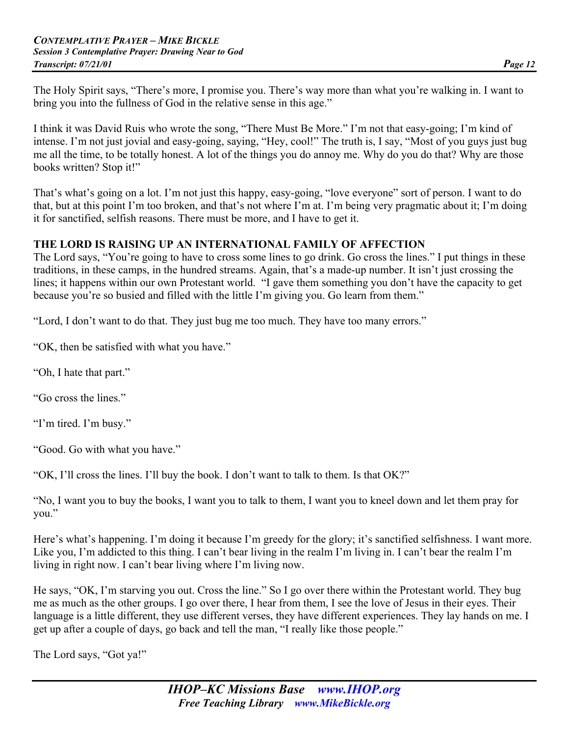The Holy Spirit says, "There's more, I promise you. There's way more than what you're walking in. I want to bring you into the fullness of God in the relative sense in this age."

I think it was David Ruis who wrote the song, "There Must Be More." I'm not that easy-going; I'm kind of intense. I'm not just jovial and easy-going, saying, "Hey, cool!" The truth is, I say, "Most of you guys just bug me all the time, to be totally honest. A lot of the things you do annoy me. Why do you do that? Why are those books written? Stop it!"

That's what's going on a lot. I'm not just this happy, easy-going, "love everyone" sort of person. I want to do that, but at this point I'm too broken, and that's not where I'm at. I'm being very pragmatic about it; I'm doing it for sanctified, selfish reasons. There must be more, and I have to get it.

**THE LORD IS RAISING UP AN INTERNATIONAL FAMILY OF AFFECTION**

The Lord says, "You're going to have to cross some lines to go drink. Go cross the lines." I put things in these traditions, in these camps, in the hundred streams. Again, that's a made-up number. It isn't just crossing the lines; it happens within our own Protestant world. "I gave them something you don't have the capacity to get because you're so busied and filled with the little I'm giving you. Go learn from them."

"Lord, I don't want to do that. They just bug me too much. They have too many errors."

"OK, then be satisfied with what you have."

"Oh, I hate that part."

"Go cross the lines."

"I'm tired. I'm busy."

"Good. Go with what you have."

"OK, I'll cross the lines. I'll buy the book. I don't want to talk to them. Is that OK?"

"No, I want you to buy the books, I want you to talk to them, I want you to kneel down and let them pray for you."

Here's what's happening. I'm doing it because I'm greedy for the glory; it's sanctified selfishness. I want more. Like you, I'm addicted to this thing. I can't bear living in the realm I'm living in. I can't bear the realm I'm living in right now. I can't bear living where I'm living now.

He says, "OK, I'm starving you out. Cross the line." So I go over there within the Protestant world. They bug me as much as the other groups. I go over there, I hear from them, I see the love of Jesus in their eyes. Their language is a little different, they use different verses, they have different experiences. They lay hands on me. I get up after a couple of days, go back and tell the man, "I really like those people."

The Lord says, "Got ya!"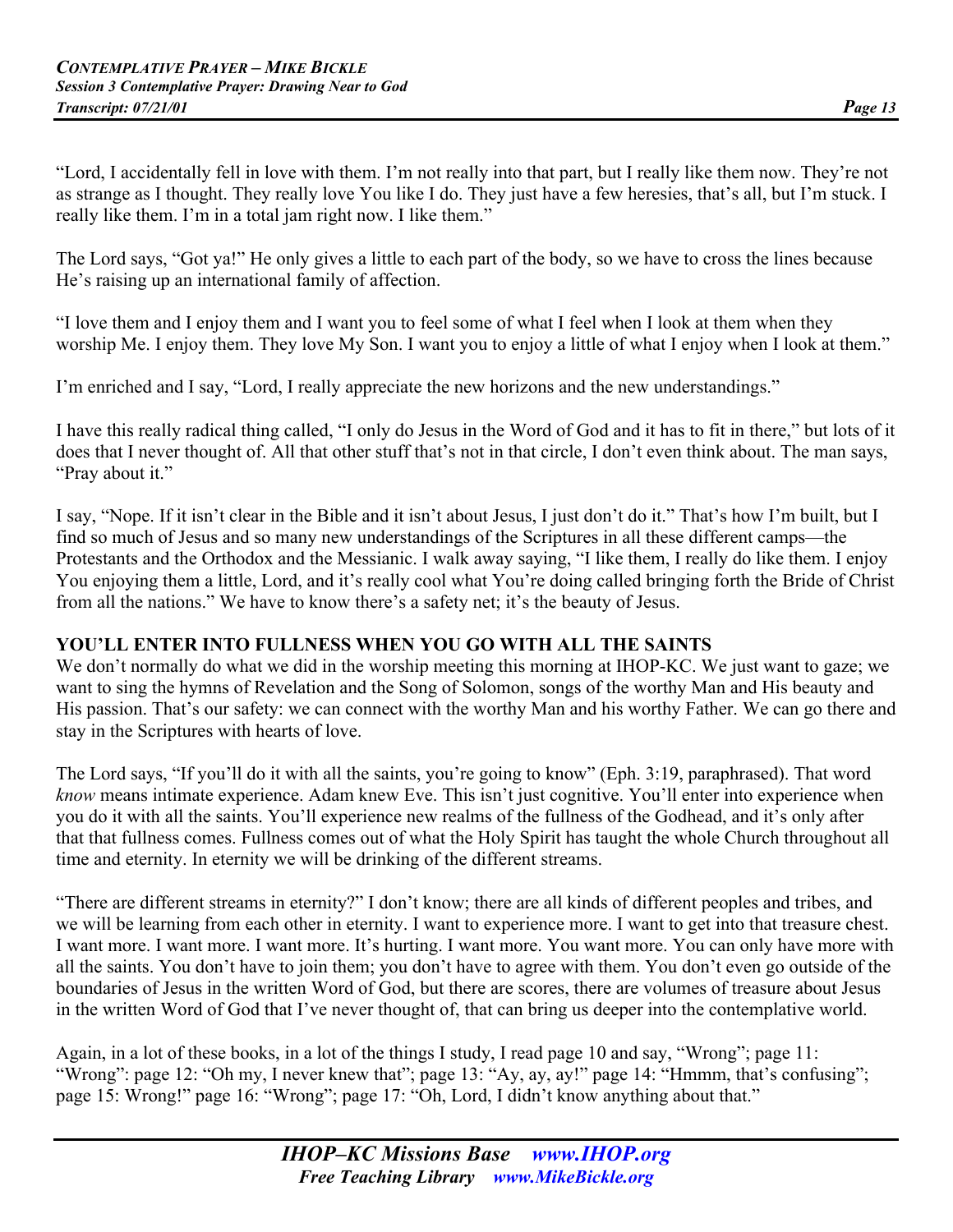"Lord, I accidentally fell in love with them. I'm not really into that part, but I really like them now. They're not as strange as I thought. They really love You like I do. They just have a few heresies, that's all, but I'm stuck. I really like them. I'm in a total jam right now. I like them."

The Lord says, "Got ya!" He only gives a little to each part of the body, so we have to cross the lines because He's raising up an international family of affection.

"I love them and I enjoy them and I want you to feel some of what I feel when I look at them when they worship Me. I enjoy them. They love My Son. I want you to enjoy a little of what I enjoy when I look at them."

I'm enriched and I say, "Lord, I really appreciate the new horizons and the new understandings."

I have this really radical thing called, "I only do Jesus in the Word of God and it has to fit in there," but lots of it does that I never thought of. All that other stuff that's not in that circle, I don't even think about. The man says, "Pray about it."

I say, "Nope. If it isn't clear in the Bible and it isn't about Jesus, I just don't do it." That's how I'm built, but I find so much of Jesus and so many new understandings of the Scriptures in all these different camps—the Protestants and the Orthodox and the Messianic. I walk away saying, "I like them, I really do like them. I enjoy You enjoying them a little, Lord, and it's really cool what You're doing called bringing forth the Bride of Christ from all the nations." We have to know there's a safety net; it's the beauty of Jesus.

**YOU'LL ENTER INTO FULLNESS WHEN YOU GO WITH ALL THE SAINTS**

We don't normally do what we did in the worship meeting this morning at IHOP-KC. We just want to gaze; we want to sing the hymns of Revelation and the Song of Solomon, songs of the worthy Man and His beauty and His passion. That's our safety: we can connect with the worthy Man and his worthy Father. We can go there and stay in the Scriptures with hearts of love.

The Lord says, "If you'll do it with all the saints, you're going to know" (Eph. 3:19, paraphrased). That word *know* means intimate experience. Adam knew Eve. This isn't just cognitive. You'll enter into experience when you do it with all the saints. You'll experience new realms of the fullness of the Godhead, and it's only after that that fullness comes. Fullness comes out of what the Holy Spirit has taught the whole Church throughout all time and eternity. In eternity we will be drinking of the different streams.

"There are different streams in eternity?" I don't know; there are all kinds of different peoples and tribes, and we will be learning from each other in eternity. I want to experience more. I want to get into that treasure chest. I want more. I want more. I want more. It's hurting. I want more. You want more. You can only have more with all the saints. You don't have to join them; you don't have to agree with them. You don't even go outside of the boundaries of Jesus in the written Word of God, but there are scores, there are volumes of treasure about Jesus in the written Word of God that I've never thought of, that can bring us deeper into the contemplative world.

Again, in a lot of these books, in a lot of the things I study, I read page 10 and say, "Wrong"; page 11: "Wrong": page 12: "Oh my, I never knew that"; page 13: "Ay, ay, ay!" page 14: "Hmmm, that's confusing"; page 15: Wrong!" page 16: "Wrong"; page 17: "Oh, Lord, I didn't know anything about that."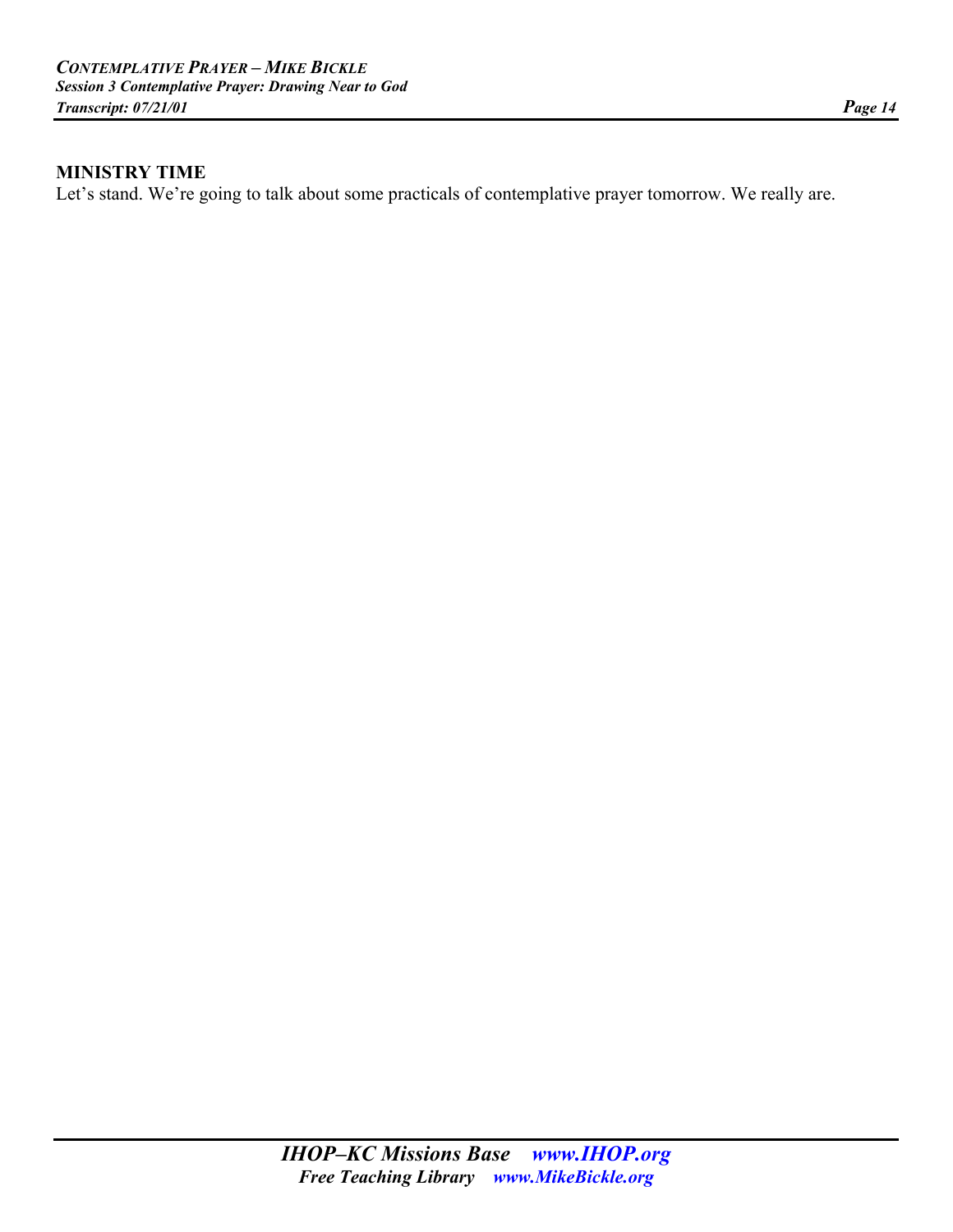## MINISTRY TIME

Let's stand. We're going to talk about some practicals of contemplative prayer tomorrow. We really are.